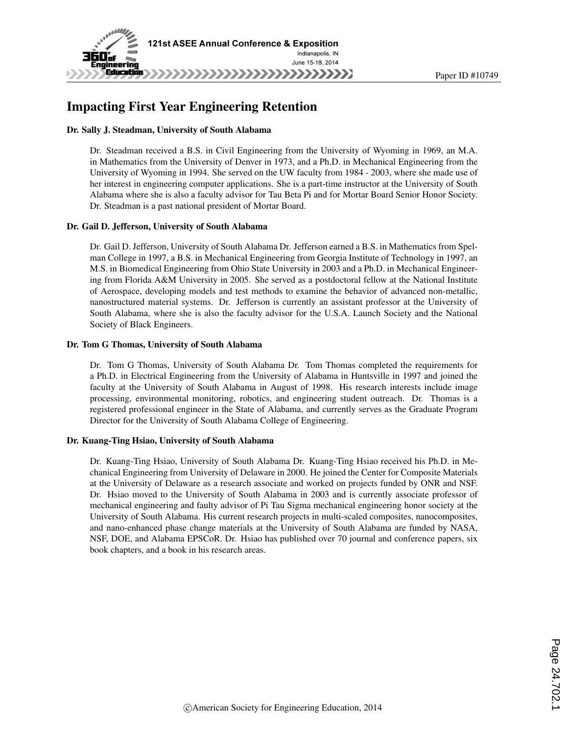# Impacting First Year Engineering Retention

**Dr. Sally J. Steadman, University of South Alabama**

Dr. Steadman received a B.S. in Civil Engineering from the University of Wyoming in 1969, an M.A. in Mathematics from the University of Denver in 1973, and a Ph.D. in Mechanical Engineering from the University of Wyoming in 1994. She served on the UW faculty from 1984 - 2003, where she made use of her interest in engineering computer applications. She is a part-time instructor at the University of South Alabama where she is also a faculty advisor for Tau Beta Pi and for Mortar Board Senior Honor Society. Dr. Steadman is a past national president of Mortar Board.

**Dr. Gail D. Jefferson, University of South Alabama**

Dr. Gail D. Jefferson, University of South Alabama Dr. Jefferson earned a B.S. in Mathematics from Spelman College in 1997, a B.S. in Mechanical Engineering from Georgia Institute of Technology in 1997, an M.S. in Biomedical Engineering from Ohio State University in 2003 and a Ph.D. in Mechanical Engineering from Florida A&M University in 2005. She served as a postdoctoral fellow at the National Institute of Aerospace, developing models and test methods to examine the behavior of advanced non-metallic, nanostructured material systems. Dr. Jefferson is currently an assistant professor at the University of South Alabama, where she is also the faculty advisor for the U.S.A. Launch Society and the National Society of Black Engineers.

**Dr. Tom G Thomas, University of South Alabama**

Dr. Tom G Thomas, University of South Alabama Dr. Tom Thomas completed the requirements for a Ph.D. in Electrical Engineering from the University of Alabama in Huntsville in 1997 and joined the faculty at the University of South Alabama in August of 1998. His research interests include image processing, environmental monitoring, robotics, and engineering student outreach. Dr. Thomas is a registered professional engineer in the State of Alabama, and currently serves as the Graduate Program Director for the University of South Alabama College of Engineering.

**Dr. Kuang-Ting Hsiao, University of South Alabama**

Dr. Kuang-Ting Hsiao, University of South Alabama Dr. Kuang-Ting Hsiao received his Ph.D. in Mechanical Engineering from University of Delaware in 2000. He joined the Center for Composite Materials at the University of Delaware as a research associate and worked on projects funded by ONR and NSF. Dr. Hsiao moved to the University of South Alabama in 2003 and is currently associate professor of mechanical engineering and faulty advisor of Pi Tau Sigma mechanical engineering honor society at the University of South Alabama. His current research projects in multi-scaled composites, nanocomposites, and nano-enhanced phase change materials at the University of South Alabama are funded by NASA, NSF, DOE, and Alabama EPSCoR. Dr. Hsiao has published over 70 journal and conference papers, six book chapters, and a book in his research areas.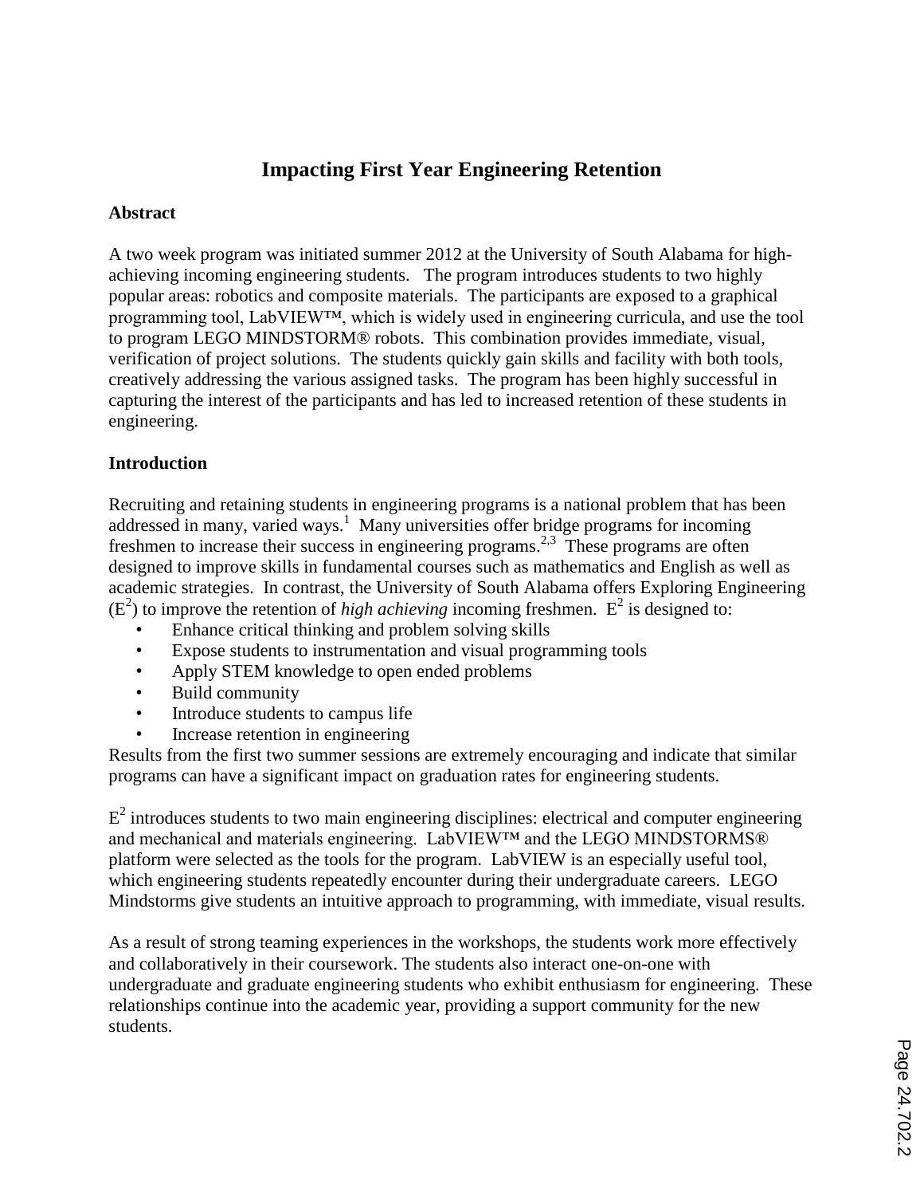# Impacting First Year Engineering Retention

## Abstract

A two week program was initiated summer 2012 at the University of South Alabama for high-achieving incoming engineering students. The program introduces students to two highly popular areas: robotics and composite materials. The participants are exposed to a graphical programming tool, LabVIEW™, which is widely used in engineering curricula, and use the tool to program LEGO MINDSTORM® robots. This combination provides immediate, visual, verification of project solutions. The students quickly gain skills and facility with both tools, creatively addressing the various assigned tasks. The program has been highly successful in capturing the interest of the participants and has led to increased retention of these students in engineering.

## Introduction

Recruiting and retaining students in engineering programs is a national problem that has been addressed in many, varied ways.[1] Many universities offer bridge programs for incoming freshmen to increase their success in engineering programs.[2,3] These programs are often designed to improve skills in fundamental courses such as mathematics and English as well as academic strategies. In contrast, the University of South Alabama offers Exploring Engineering ($E^2$) to improve the retention of *high achieving* incoming freshmen. $E^2$ is designed to:

- Enhance critical thinking and problem solving skills
- Expose students to instrumentation and visual programming tools
- Apply STEM knowledge to open ended problems
- Build community
- Introduce students to campus life
- Increase retention in engineering

Results from the first two summer sessions are extremely encouraging and indicate that similar programs can have a significant impact on graduation rates for engineering students.

$E^2$ introduces students to two main engineering disciplines: electrical and computer engineering and mechanical and materials engineering. LabVIEW™ and the LEGO MINDSTORMS® platform were selected as the tools for the program. LabVIEW is an especially useful tool, which engineering students repeatedly encounter during their undergraduate careers. LEGO Mindstorms give students an intuitive approach to programming, with immediate, visual results.

As a result of strong teaming experiences in the workshops, the students work more effectively and collaboratively in their coursework. The students also interact one-on-one with undergraduate and graduate engineering students who exhibit enthusiasm for engineering. These relationships continue into the academic year, providing a support community for the new students.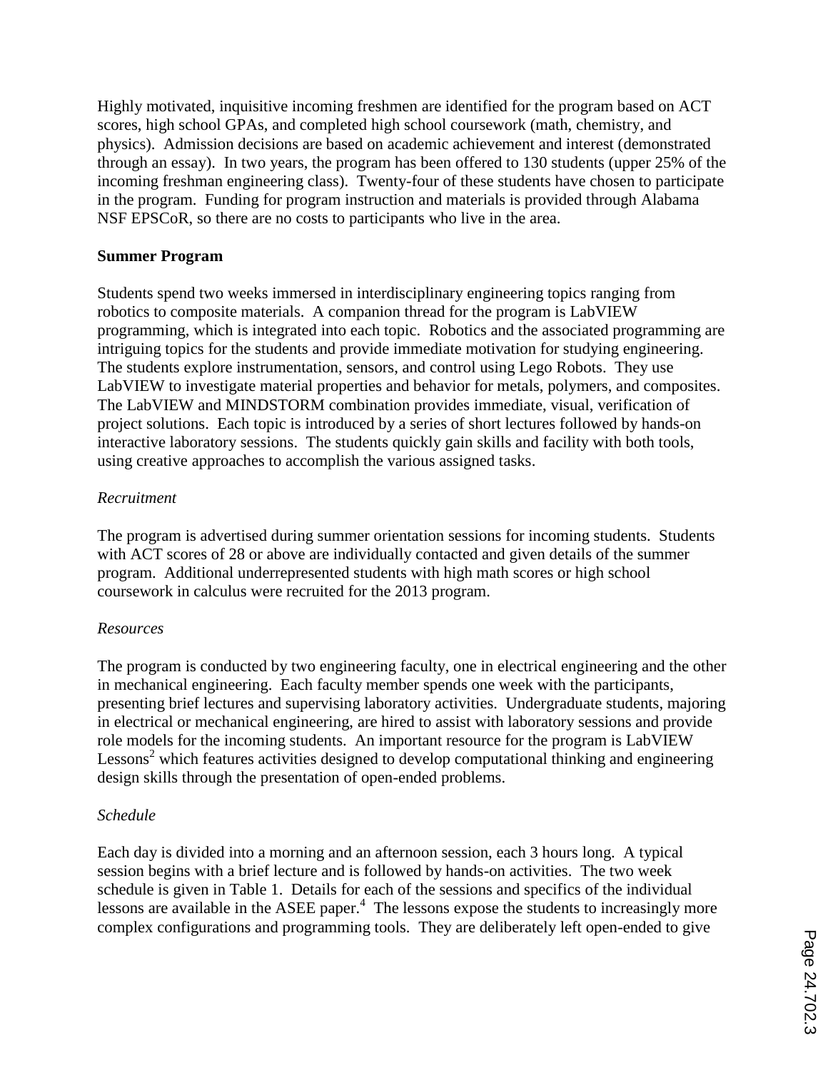Highly motivated, inquisitive incoming freshmen are identified for the program based on ACT scores, high school GPAs, and completed high school coursework (math, chemistry, and physics). Admission decisions are based on academic achievement and interest (demonstrated through an essay). In two years, the program has been offered to 130 students (upper 25% of the incoming freshman engineering class). Twenty-four of these students have chosen to participate in the program. Funding for program instruction and materials is provided through Alabama NSF EPSCoR, so there are no costs to participants who live in the area.

**Summer Program**

Students spend two weeks immersed in interdisciplinary engineering topics ranging from robotics to composite materials. A companion thread for the program is LabVIEW programming, which is integrated into each topic. Robotics and the associated programming are intriguing topics for the students and provide immediate motivation for studying engineering. The students explore instrumentation, sensors, and control using Lego Robots. They use LabVIEW to investigate material properties and behavior for metals, polymers, and composites. The LabVIEW and MINDSTORM combination provides immediate, visual, verification of project solutions. Each topic is introduced by a series of short lectures followed by hands-on interactive laboratory sessions. The students quickly gain skills and facility with both tools, using creative approaches to accomplish the various assigned tasks.

*Recruitment*

The program is advertised during summer orientation sessions for incoming students. Students with ACT scores of 28 or above are individually contacted and given details of the summer program. Additional underrepresented students with high math scores or high school coursework in calculus were recruited for the 2013 program.

*Resources*

The program is conducted by two engineering faculty, one in electrical engineering and the other in mechanical engineering. Each faculty member spends one week with the participants, presenting brief lectures and supervising laboratory activities. Undergraduate students, majoring in electrical or mechanical engineering, are hired to assist with laboratory sessions and provide role models for the incoming students. An important resource for the program is LabVIEW Lessons[2] which features activities designed to develop computational thinking and engineering design skills through the presentation of open-ended problems.

*Schedule*

Each day is divided into a morning and an afternoon session, each 3 hours long. A typical session begins with a brief lecture and is followed by hands-on activities. The two week schedule is given in Table 1. Details for each of the sessions and specifics of the individual lessons are available in the ASEE paper.[4] The lessons expose the students to increasingly more complex configurations and programming tools. They are deliberately left open-ended to give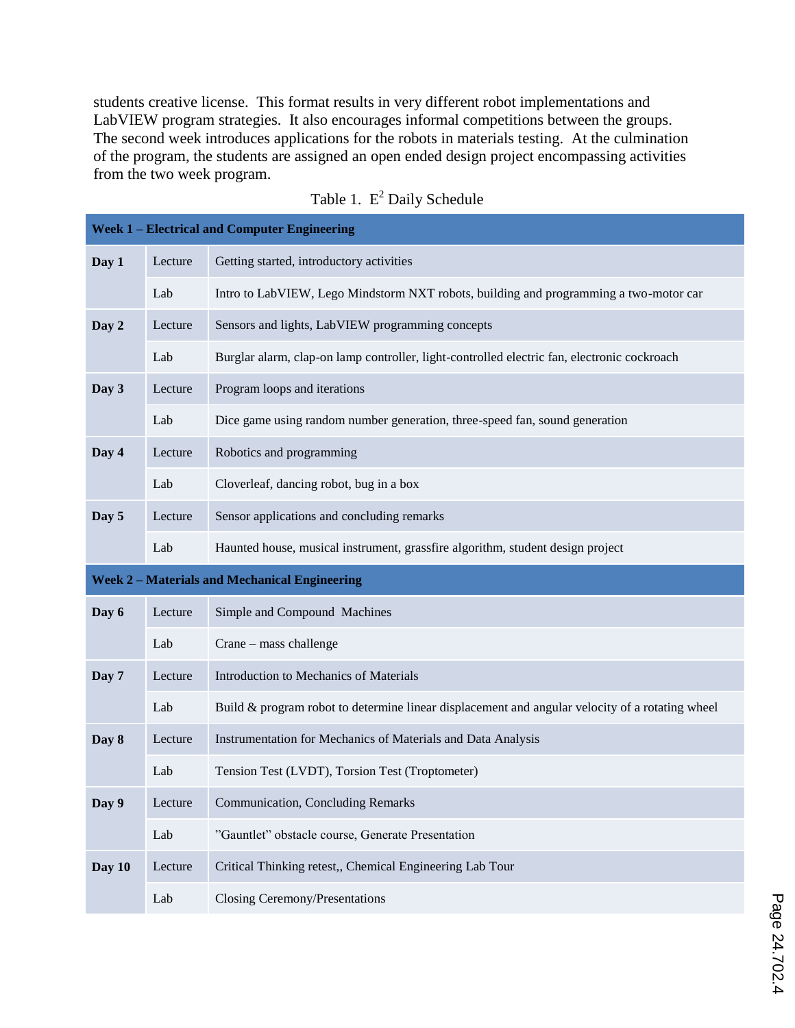students creative license. This format results in very different robot implementations and LabVIEW program strategies. It also encourages informal competitions between the groups. The second week introduces applications for the robots in materials testing. At the culmination of the program, the students are assigned an open ended design project encompassing activities from the two week program.

Table 1. $E^2$ Daily Schedule

| **Week 1 – Electrical and Computer Engineering** | | |
|---|---|---|
| **Day 1** | Lecture | Getting started, introductory activities |
| | Lab | Intro to LabVIEW, Lego Mindstorm NXT robots, building and programming a two-motor car |
| **Day 2** | Lecture | Sensors and lights, LabVIEW programming concepts |
| | Lab | Burglar alarm, clap-on lamp controller, light-controlled electric fan, electronic cockroach |
| **Day 3** | Lecture | Program loops and iterations |
| | Lab | Dice game using random number generation, three-speed fan, sound generation |
| **Day 4** | Lecture | Robotics and programming |
| | Lab | Cloverleaf, dancing robot, bug in a box |
| **Day 5** | Lecture | Sensor applications and concluding remarks |
| | Lab | Haunted house, musical instrument, grassfire algorithm, student design project |
| **Week 2 – Materials and Mechanical Engineering** | | |
| **Day 6** | Lecture | Simple and Compound Machines |
| | Lab | Crane – mass challenge |
| **Day 7** | Lecture | Introduction to Mechanics of Materials |
| | Lab | Build & program robot to determine linear displacement and angular velocity of a rotating wheel |
| **Day 8** | Lecture | Instrumentation for Mechanics of Materials and Data Analysis |
| | Lab | Tension Test (LVDT), Torsion Test (Troptometer) |
| **Day 9** | Lecture | Communication, Concluding Remarks |
| | Lab | "Gauntlet" obstacle course, Generate Presentation |
| **Day 10** | Lecture | Critical Thinking retest,, Chemical Engineering Lab Tour |
| | Lab | Closing Ceremony/Presentations |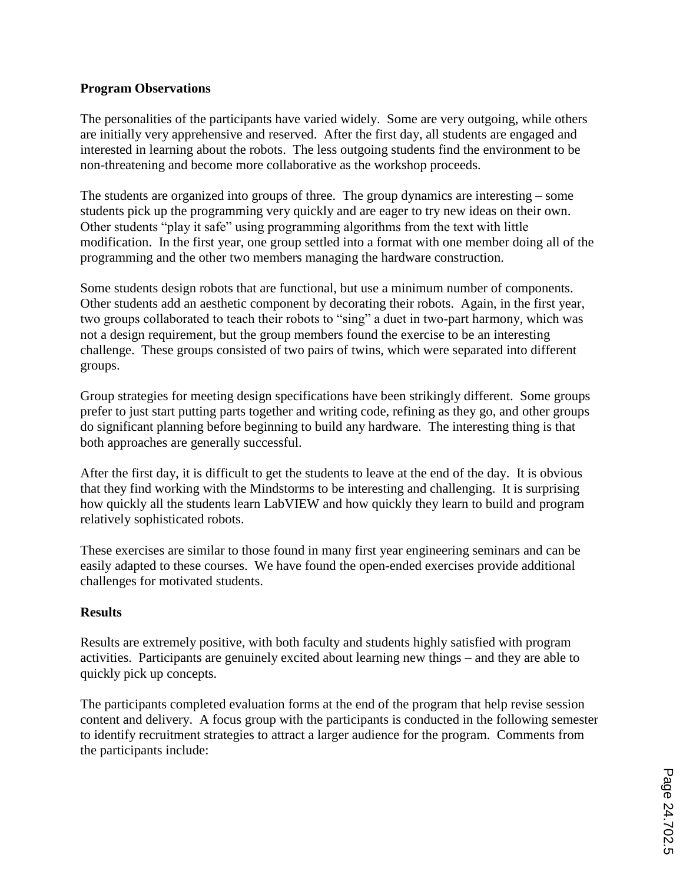**Program Observations**

The personalities of the participants have varied widely. Some are very outgoing, while others are initially very apprehensive and reserved. After the first day, all students are engaged and interested in learning about the robots. The less outgoing students find the environment to be non-threatening and become more collaborative as the workshop proceeds.

The students are organized into groups of three. The group dynamics are interesting – some students pick up the programming very quickly and are eager to try new ideas on their own. Other students "play it safe" using programming algorithms from the text with little modification. In the first year, one group settled into a format with one member doing all of the programming and the other two members managing the hardware construction.

Some students design robots that are functional, but use a minimum number of components. Other students add an aesthetic component by decorating their robots. Again, in the first year, two groups collaborated to teach their robots to "sing" a duet in two-part harmony, which was not a design requirement, but the group members found the exercise to be an interesting challenge. These groups consisted of two pairs of twins, which were separated into different groups.

Group strategies for meeting design specifications have been strikingly different. Some groups prefer to just start putting parts together and writing code, refining as they go, and other groups do significant planning before beginning to build any hardware. The interesting thing is that both approaches are generally successful.

After the first day, it is difficult to get the students to leave at the end of the day. It is obvious that they find working with the Mindstorms to be interesting and challenging. It is surprising how quickly all the students learn LabVIEW and how quickly they learn to build and program relatively sophisticated robots.

These exercises are similar to those found in many first year engineering seminars and can be easily adapted to these courses. We have found the open-ended exercises provide additional challenges for motivated students.

**Results**

Results are extremely positive, with both faculty and students highly satisfied with program activities. Participants are genuinely excited about learning new things – and they are able to quickly pick up concepts.

The participants completed evaluation forms at the end of the program that help revise session content and delivery. A focus group with the participants is conducted in the following semester to identify recruitment strategies to attract a larger audience for the program. Comments from the participants include: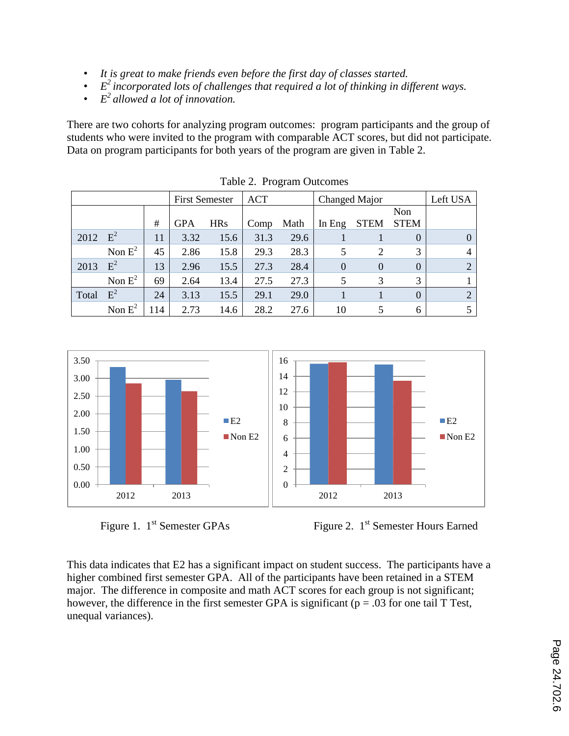- *It is great to make friends even before the first day of classes started.*
- *$E^2$ incorporated lots of challenges that required a lot of thinking in different ways.*
- *$E^2$ allowed a lot of innovation.*

There are two cohorts for analyzing program outcomes: program participants and the group of students who were invited to the program with comparable ACT scores, but did not participate. Data on program participants for both years of the program are given in Table 2.

Table 2. Program Outcomes

| | | | First Semester | | ACT | | Changed Major | | | Left USA |
|---|---|---|---|---|---|---|---|---|---|---|
| | | # | GPA | HRs | Comp | Math | In Eng | STEM | Non STEM | |
| 2012 | $E^2$ | 11 | 3.32 | 15.6 | 31.3 | 29.6 | 1 | 1 | 0 | 0 |
| | Non $E^2$ | 45 | 2.86 | 15.8 | 29.3 | 28.3 | 5 | 2 | 3 | 4 |
| 2013 | $E^2$ | 13 | 2.96 | 15.5 | 27.3 | 28.4 | 0 | 0 | 0 | 2 |
| | Non $E^2$ | 69 | 2.64 | 13.4 | 27.5 | 27.3 | 5 | 3 | 3 | 1 |
| Total | $E^2$ | 24 | 3.13 | 15.5 | 29.1 | 29.0 | 1 | 1 | 0 | 2 |
| | Non $E^2$ | 114 | 2.73 | 14.6 | 28.2 | 27.6 | 10 | 5 | 6 | 5 |

Figure 1. 1st Semester GPAs

Figure 2. 1st Semester Hours Earned

This data indicates that E2 has a significant impact on student success. The participants have a higher combined first semester GPA. All of the participants have been retained in a STEM major. The difference in composite and math ACT scores for each group is not significant; however, the difference in the first semester GPA is significant ($p = .03$ for one tail T Test, unequal variances).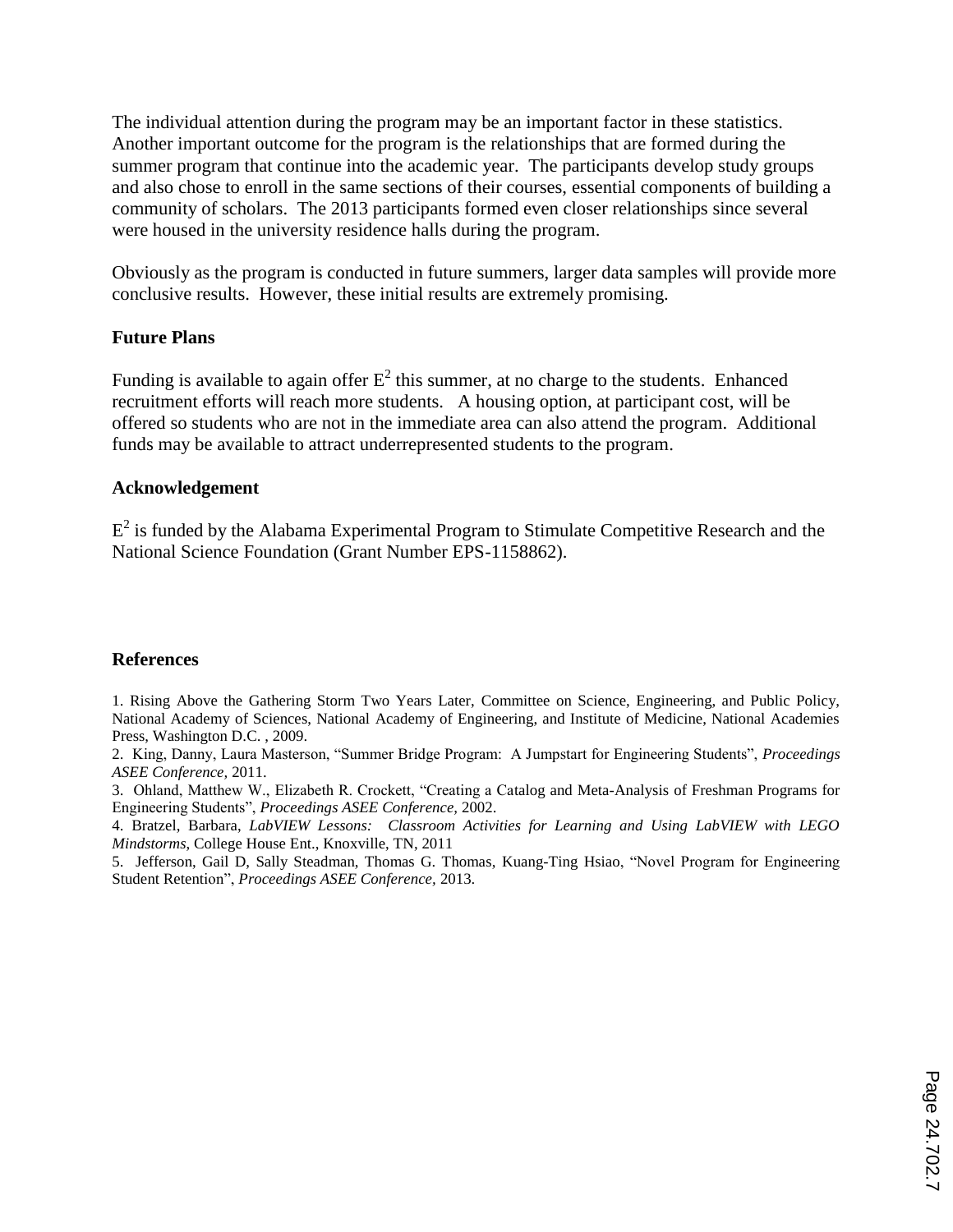The individual attention during the program may be an important factor in these statistics. Another important outcome for the program is the relationships that are formed during the summer program that continue into the academic year. The participants develop study groups and also chose to enroll in the same sections of their courses, essential components of building a community of scholars. The 2013 participants formed even closer relationships since several were housed in the university residence halls during the program.

Obviously as the program is conducted in future summers, larger data samples will provide more conclusive results. However, these initial results are extremely promising.

## Future Plans

Funding is available to again offer $E^2$ this summer, at no charge to the students. Enhanced recruitment efforts will reach more students. A housing option, at participant cost, will be offered so students who are not in the immediate area can also attend the program. Additional funds may be available to attract underrepresented students to the program.

## Acknowledgement

$E^2$ is funded by the Alabama Experimental Program to Stimulate Competitive Research and the National Science Foundation (Grant Number EPS-1158862).

## References

1. Rising Above the Gathering Storm Two Years Later, Committee on Science, Engineering, and Public Policy, National Academy of Sciences, National Academy of Engineering, and Institute of Medicine, National Academies Press, Washington D.C. , 2009.
2. King, Danny, Laura Masterson, "Summer Bridge Program: A Jumpstart for Engineering Students", *Proceedings ASEE Conference,* 2011.
3. Ohland, Matthew W., Elizabeth R. Crockett, "Creating a Catalog and Meta-Analysis of Freshman Programs for Engineering Students", *Proceedings ASEE Conference,* 2002.
4. Bratzel, Barbara, *LabVIEW Lessons: Classroom Activities for Learning and Using LabVIEW with LEGO Mindstorms*, College House Ent., Knoxville, TN, 2011
5. Jefferson, Gail D, Sally Steadman, Thomas G. Thomas, Kuang-Ting Hsiao, "Novel Program for Engineering Student Retention", *Proceedings ASEE Conference,* 2013.